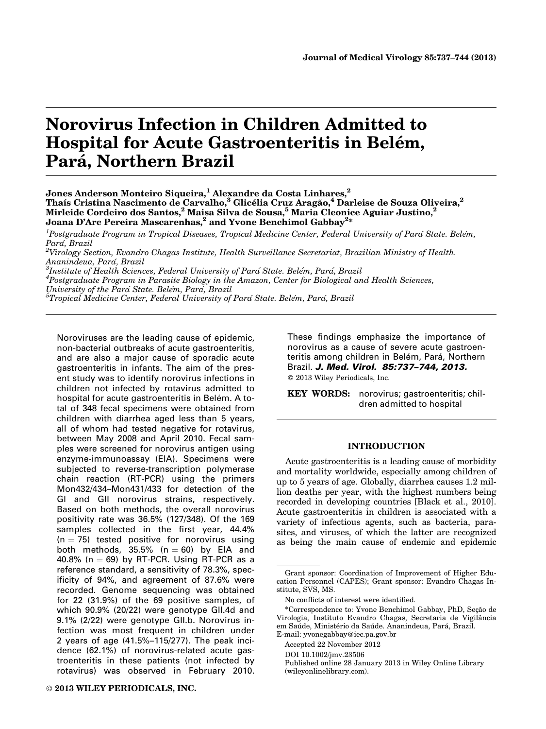# Norovirus Infection in Children Admitted to Hospital for Acute Gastroenteritis in Belém, Pará, Northern Brazil

**Jones Anderson Monteiro Siqueira,[1] Alexandre da Costa Linhares,[2] Thaís Cristina Nascimento de Carvalho,[3] Glicélia Cruz Aragão,[4] Darleise de Souza Oliveira,[2] Mirleide Cordeiro dos Santos,[2] Maisa Silva de Sousa,[5] Maria Cleonice Aguiar Justino,[2] Joana D'Arc Pereira Mascarenhas,[2] and Yvone Benchimol Gabbay[2]***

[1]*Postgraduate Program in Tropical Diseases, Tropical Medicine Center, Federal University of Pará State. Belém, Pará, Brazil*
[2]*Virology Section, Evandro Chagas Institute, Health Surveillance Secretariat, Brazilian Ministry of Health. Ananindeua, Pará, Brazil*
[3]*Institute of Health Sciences, Federal University of Pará State. Belém, Pará, Brazil*
[4]*Postgraduate Program in Parasite Biology in the Amazon, Center for Biological and Health Sciences, University of the Pará State. Belém, Pará, Brazil*
[5]*Tropical Medicine Center, Federal University of Pará State. Belém, Pará, Brazil*

Noroviruses are the leading cause of epidemic, non-bacterial outbreaks of acute gastroenteritis, and are also a major cause of sporadic acute gastroenteritis in infants. The aim of the present study was to identify norovirus infections in children not infected by rotavirus admitted to hospital for acute gastroenteritis in Belém. A total of 348 fecal specimens were obtained from children with diarrhea aged less than 5 years, all of whom had tested negative for rotavirus, between May 2008 and April 2010. Fecal samples were screened for norovirus antigen using enzyme-immunoassay (EIA). Specimens were subjected to reverse-transcription polymerase chain reaction (RT-PCR) using the primers Mon432/434–Mon431/433 for detection of the GI and GII norovirus strains, respectively. Based on both methods, the overall norovirus positivity rate was 36.5% (127/348). Of the 169 samples collected in the first year, 44.4% (n = 75) tested positive for norovirus using both methods, 35.5% (n = 60) by EIA and 40.8% (n = 69) by RT-PCR. Using RT-PCR as a reference standard, a sensitivity of 78.3%, specificity of 94%, and agreement of 87.6% were recorded. Genome sequencing was obtained for 22 (31.9%) of the 69 positive samples, of which 90.9% (20/22) were genotype GII.4d and 9.1% (2/22) were genotype GII.b. Norovirus infection was most frequent in children under 2 years of age (41.5%–115/277). The peak incidence (62.1%) of norovirus-related acute gastroenteritis in these patients (not infected by rotavirus) was observed in February 2010. These findings emphasize the importance of norovirus as a cause of severe acute gastroenteritis among children in Belém, Pará, Northern Brazil. ***J. Med. Virol. 85:737–744, 2013.***
© 2013 Wiley Periodicals, Inc.

**KEY WORDS:** norovirus; gastroenteritis; children admitted to hospital

## INTRODUCTION

Acute gastroenteritis is a leading cause of morbidity and mortality worldwide, especially among children of up to 5 years of age. Globally, diarrhea causes 1.2 million deaths per year, with the highest numbers being recorded in developing countries [Black et al., 2010]. Acute gastroenteritis in children is associated with a variety of infectious agents, such as bacteria, parasites, and viruses, of which the latter are recognized as being the main cause of endemic and epidemic

---

Grant sponsor: Coordination of Improvement of Higher Education Personnel (CAPES); Grant sponsor: Evandro Chagas Institute, SVS, MS.

No conflicts of interest were identified.

*Correspondence to: Yvone Benchimol Gabbay, PhD, Seção de Virologia, Instituto Evandro Chagas, Secretaria de Vigilância em Saúde, Ministério da Saúde. Ananindeua, Pará, Brazil. E-mail: yvonegabbay@iec.pa.gov.br

Accepted 22 November 2012

DOI 10.1002/jmv.23506

Published online 28 January 2013 in Wiley Online Library (wileyonlinelibrary.com).

© 2013 WILEY PERIODICALS, INC.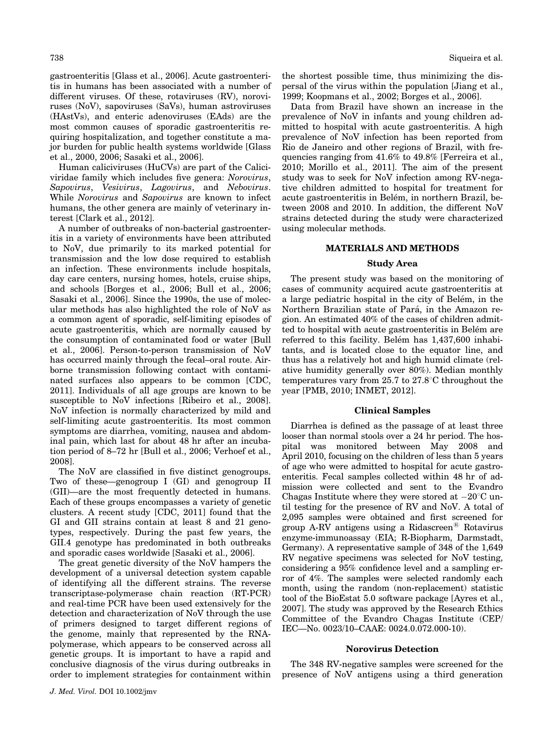gastroenteritis [Glass et al., 2006]. Acute gastroenteritis in humans has been associated with a number of different viruses. Of these, rotaviruses (RV), noroviruses (NoV), sapoviruses (SaVs), human astroviruses (HAstVs), and enteric adenoviruses (EAds) are the most common causes of sporadic gastroenteritis requiring hospitalization, and together constitute a major burden for public health systems worldwide [Glass et al., 2000, 2006; Sasaki et al., 2006].

Human caliciviruses (HuCVs) are part of the Caliciviridae family which includes five genera: *Norovirus*, *Sapovirus*, *Vesivirus*, *Lagovirus*, and *Nebovirus*. While *Norovirus* and *Sapovirus* are known to infect humans, the other genera are mainly of veterinary interest [Clark et al., 2012].

A number of outbreaks of non-bacterial gastroenteritis in a variety of environments have been attributed to NoV, due primarily to its marked potential for transmission and the low dose required to establish an infection. These environments include hospitals, day care centers, nursing homes, hotels, cruise ships, and schools [Borges et al., 2006; Bull et al., 2006; Sasaki et al., 2006]. Since the 1990s, the use of molecular methods has also highlighted the role of NoV as a common agent of sporadic, self-limiting episodes of acute gastroenteritis, which are normally caused by the consumption of contaminated food or water [Bull et al., 2006]. Person-to-person transmission of NoV has occurred mainly through the fecal–oral route. Airborne transmission following contact with contaminated surfaces also appears to be common [CDC, 2011]. Individuals of all age groups are known to be susceptible to NoV infections [Ribeiro et al., 2008]. NoV infection is normally characterized by mild and self-limiting acute gastroenteritis. Its most common symptoms are diarrhea, vomiting, nausea and abdominal pain, which last for about 48 hr after an incubation period of 8–72 hr [Bull et al., 2006; Verhoef et al., 2008].

The NoV are classified in five distinct genogroups. Two of these—genogroup I (GI) and genogroup II (GII)—are the most frequently detected in humans. Each of these groups encompasses a variety of genetic clusters. A recent study [CDC, 2011] found that the GI and GII strains contain at least 8 and 21 genotypes, respectively. During the past few years, the GII.4 genotype has predominated in both outbreaks and sporadic cases worldwide [Sasaki et al., 2006].

The great genetic diversity of the NoV hampers the development of a universal detection system capable of identifying all the different strains. The reverse transcriptase-polymerase chain reaction (RT-PCR) and real-time PCR have been used extensively for the detection and characterization of NoV through the use of primers designed to target different regions of the genome, mainly that represented by the RNA-polymerase, which appears to be conserved across all genetic groups. It is important to have a rapid and conclusive diagnosis of the virus during outbreaks in order to implement strategies for containment within the shortest possible time, thus minimizing the dispersal of the virus within the population [Jiang et al., 1999; Koopmans et al., 2002; Borges et al., 2006].

Data from Brazil have shown an increase in the prevalence of NoV in infants and young children admitted to hospital with acute gastroenteritis. A high prevalence of NoV infection has been reported from Rio de Janeiro and other regions of Brazil, with frequencies ranging from 41.6% to 49.8% [Ferreira et al., 2010; Morillo et al., 2011]. The aim of the present study was to seek for NoV infection among RV-negative children admitted to hospital for treatment for acute gastroenteritis in Belém, in northern Brazil, between 2008 and 2010. In addition, the different NoV strains detected during the study were characterized using molecular methods.

## MATERIALS AND METHODS

### Study Area

The present study was based on the monitoring of cases of community acquired acute gastroenteritis at a large pediatric hospital in the city of Belém, in the Northern Brazilian state of Pará, in the Amazon region. An estimated 40% of the cases of children admitted to hospital with acute gastroenteritis in Belém are referred to this facility. Belém has 1,437,600 inhabitants, and is located close to the equator line, and thus has a relatively hot and high humid climate (relative humidity generally over 80%). Median monthly temperatures vary from 25.7 to 27.8°C throughout the year [PMB, 2010; INMET, 2012].

### Clinical Samples

Diarrhea is defined as the passage of at least three looser than normal stools over a 24 hr period. The hospital was monitored between May 2008 and April 2010, focusing on the children of less than 5 years of age who were admitted to hospital for acute gastroenteritis. Fecal samples collected within 48 hr of admission were collected and sent to the Evandro Chagas Institute where they were stored at −20°C until testing for the presence of RV and NoV. A total of 2,095 samples were obtained and first screened for group A-RV antigens using a Ridascreen® Rotavirus enzyme-immunoassay (EIA; R-Biopharm, Darmstadt, Germany). A representative sample of 348 of the 1,649 RV negative specimens was selected for NoV testing, considering a 95% confidence level and a sampling error of 4%. The samples were selected randomly each month, using the random (non-replacement) statistic tool of the BioEstat 5.0 software package [Ayres et al., 2007]. The study was approved by the Research Ethics Committee of the Evandro Chagas Institute (CEP/IEC—No. 0023/10–CAAE: 0024.0.072.000-10).

### Norovirus Detection

The 348 RV-negative samples were screened for the presence of NoV antigens using a third generation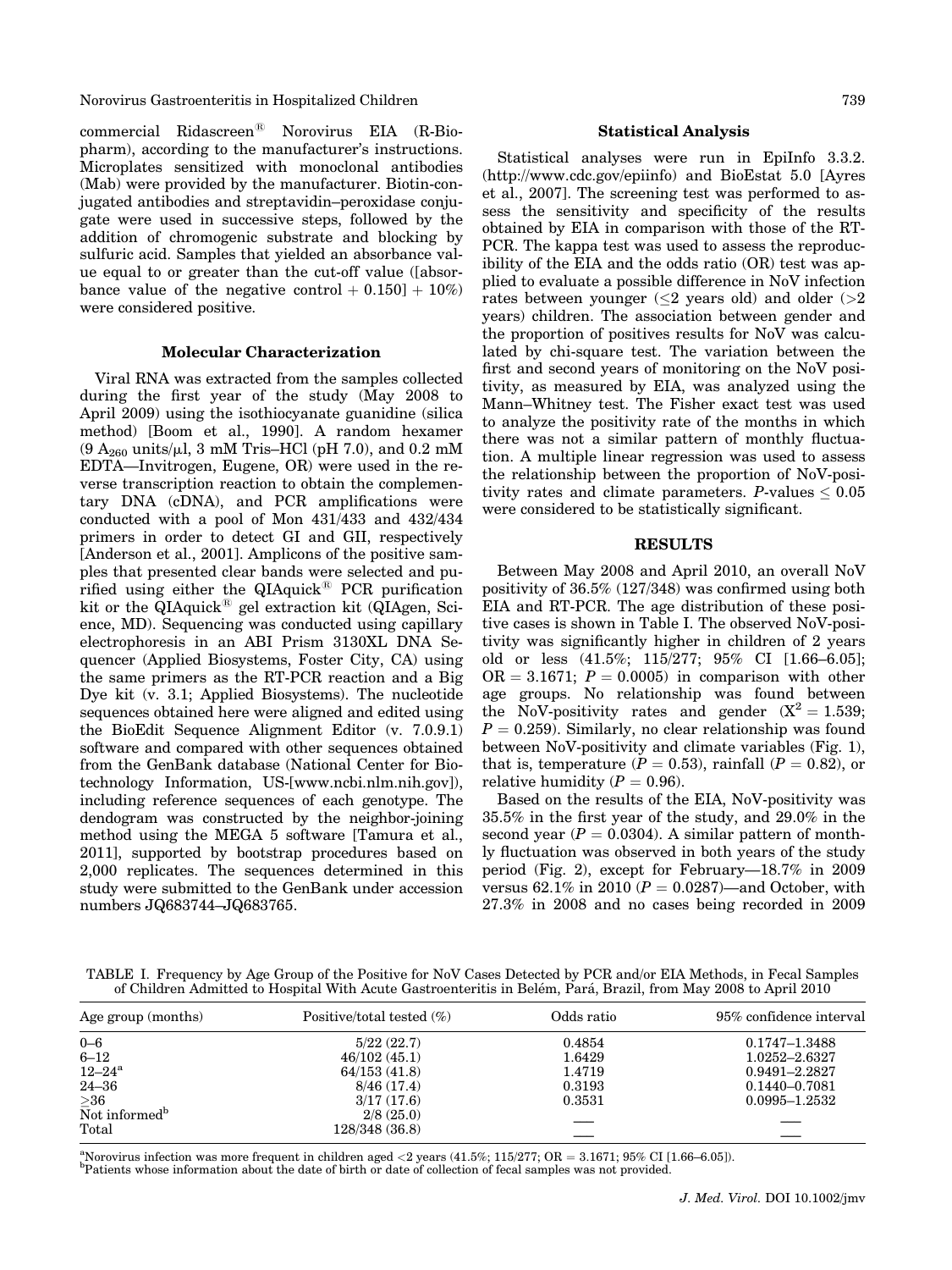commercial Ridascreen® Norovirus EIA (R-Biopharm), according to the manufacturer's instructions. Microplates sensitized with monoclonal antibodies (Mab) were provided by the manufacturer. Biotin-conjugated antibodies and streptavidin–peroxidase conjugate were used in successive steps, followed by the addition of chromogenic substrate and blocking by sulfuric acid. Samples that yielded an absorbance value equal to or greater than the cut-off value ([absorbance value of the negative control + 0.150] + 10%) were considered positive.

### Molecular Characterization

Viral RNA was extracted from the samples collected during the first year of the study (May 2008 to April 2009) using the isothiocyanate guanidine (silica method) [Boom et al., 1990]. A random hexamer (9 $A_{260}$ units/μl, 3 mM Tris–HCl (pH 7.0), and 0.2 mM EDTA—Invitrogen, Eugene, OR) were used in the reverse transcription reaction to obtain the complementary DNA (cDNA), and PCR amplifications were conducted with a pool of Mon 431/433 and 432/434 primers in order to detect GI and GII, respectively [Anderson et al., 2001]. Amplicons of the positive samples that presented clear bands were selected and purified using either the QIAquick® PCR purification kit or the QIAquick® gel extraction kit (QIAgen, Science, MD). Sequencing was conducted using capillary electrophoresis in an ABI Prism 3130XL DNA Sequencer (Applied Biosystems, Foster City, CA) using the same primers as the RT-PCR reaction and a Big Dye kit (v. 3.1; Applied Biosystems). The nucleotide sequences obtained here were aligned and edited using the BioEdit Sequence Alignment Editor (v. 7.0.9.1) software and compared with other sequences obtained from the GenBank database (National Center for Biotechnology Information, US-[www.ncbi.nlm.nih.gov]), including reference sequences of each genotype. The dendogram was constructed by the neighbor-joining method using the MEGA 5 software [Tamura et al., 2011], supported by bootstrap procedures based on 2,000 replicates. The sequences determined in this study were submitted to the GenBank under accession numbers JQ683744–JQ683765.

### Statistical Analysis

Statistical analyses were run in EpiInfo 3.3.2. (http://www.cdc.gov/epiinfo) and BioEstat 5.0 [Ayres et al., 2007]. The screening test was performed to assess the sensitivity and specificity of the results obtained by EIA in comparison with those of the RT-PCR. The kappa test was used to assess the reproducibility of the EIA and the odds ratio (OR) test was applied to evaluate a possible difference in NoV infection rates between younger (≤2 years old) and older (>2 years) children. The association between gender and the proportion of positives results for NoV was calculated by chi-square test. The variation between the first and second years of monitoring on the NoV positivity, as measured by EIA, was analyzed using the Mann–Whitney test. The Fisher exact test was used to analyze the positivity rate of the months in which there was not a similar pattern of monthly fluctuation. A multiple linear regression was used to assess the relationship between the proportion of NoV-positivity rates and climate parameters. $P$-values ≤ 0.05 were considered to be statistically significant.

## RESULTS

Between May 2008 and April 2010, an overall NoV positivity of 36.5% (127/348) was confirmed using both EIA and RT-PCR. The age distribution of these positive cases is shown in Table I. The observed NoV-positivity was significantly higher in children of 2 years old or less (41.5%; 115/277; 95% CI [1.66–6.05]; OR = 3.1671; $P = 0.0005$) in comparison with other age groups. No relationship was found between the NoV-positivity rates and gender ($X^2 = 1.539$; $P = 0.259$). Similarly, no clear relationship was found between NoV-positivity and climate variables (Fig. 1), that is, temperature ($P = 0.53$), rainfall ($P = 0.82$), or relative humidity ($P = 0.96$).

Based on the results of the EIA, NoV-positivity was 35.5% in the first year of the study, and 29.0% in the second year ($P = 0.0304$). A similar pattern of monthly fluctuation was observed in both years of the study period (Fig. 2), except for February—18.7% in 2009 versus 62.1% in 2010 ($P = 0.0287$)—and October, with 27.3% in 2008 and no cases being recorded in 2009

TABLE I. Frequency by Age Group of the Positive for NoV Cases Detected by PCR and/or EIA Methods, in Fecal Samples of Children Admitted to Hospital With Acute Gastroenteritis in Belém, Pará, Brazil, from May 2008 to April 2010

| Age group (months) | Positive/total tested (%) | Odds ratio | 95% confidence interval |
|---|---|---|---|
| 0–6 | 5/22 (22.7) | 0.4854 | 0.1747–1.3488 |
| 6–12 | 46/102 (45.1) | 1.6429 | 1.0252–2.6327 |
| 12–24[a] | 64/153 (41.8) | 1.4719 | 0.9491–2.2827 |
| 24–36 | 8/46 (17.4) | 0.3193 | 0.1440–0.7081 |
| ≥36 | 3/17 (17.6) | 0.3531 | 0.0995–1.2532 |
| Not informed[b] | 2/8 (25.0) | | |
| Total | 128/348 (36.8) | — | — |

[a]Norovirus infection was more frequent in children aged <2 years (41.5%; 115/277; OR = 3.1671; 95% CI [1.66–6.05]).
[b]Patients whose information about the date of birth or date of collection of fecal samples was not provided.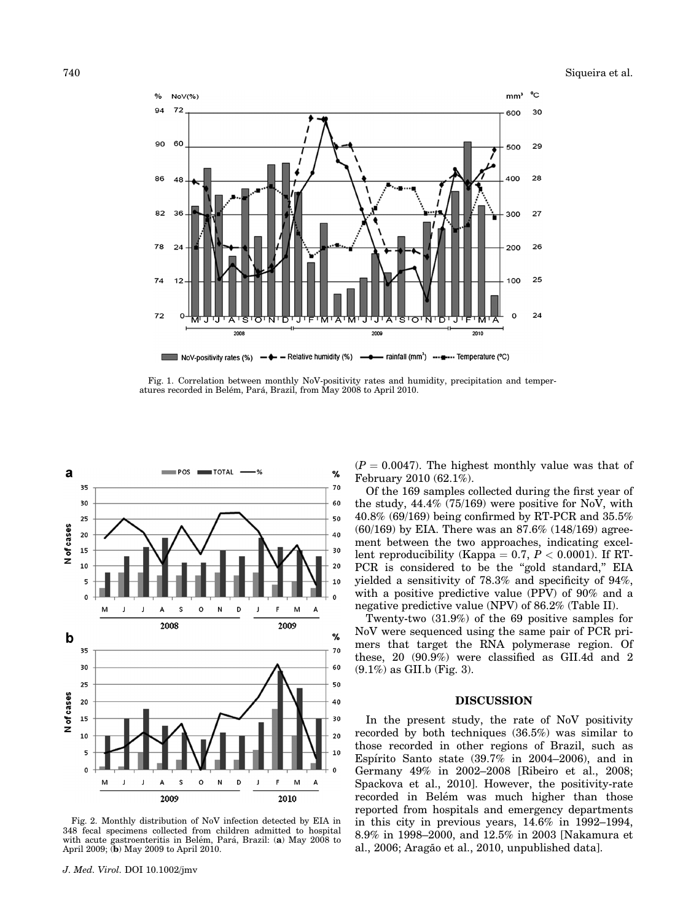Fig. 1. Correlation between monthly NoV-positivity rates and humidity, precipitation and temperatures recorded in Belém, Pará, Brazil, from May 2008 to April 2010.

Fig. 2. Monthly distribution of NoV infection detected by EIA in 348 fecal specimens collected from children admitted to hospital with acute gastroenteritis in Belém, Pará, Brazil: (**a**) May 2008 to April 2009; (**b**) May 2009 to April 2010.

($P = 0.0047$). The highest monthly value was that of February 2010 (62.1%).

Of the 169 samples collected during the first year of the study, 44.4% (75/169) were positive for NoV, with 40.8% (69/169) being confirmed by RT-PCR and 35.5% (60/169) by EIA. There was an 87.6% (148/169) agreement between the two approaches, indicating excellent reproducibility (Kappa = 0.7, $P < 0.0001$). If RT-PCR is considered to be the "gold standard," EIA yielded a sensitivity of 78.3% and specificity of 94%, with a positive predictive value (PPV) of 90% and a negative predictive value (NPV) of 86.2% (Table II).

Twenty-two (31.9%) of the 69 positive samples for NoV were sequenced using the same pair of PCR primers that target the RNA polymerase region. Of these, 20 (90.9%) were classified as GII.4d and 2 (9.1%) as GII.b (Fig. 3).

## DISCUSSION

In the present study, the rate of NoV positivity recorded by both techniques (36.5%) was similar to those recorded in other regions of Brazil, such as Espírito Santo state (39.7% in 2004–2006), and in Germany 49% in 2002–2008 [Ribeiro et al., 2008; Spackova et al., 2010]. However, the positivity-rate recorded in Belém was much higher than those reported from hospitals and emergency departments in this city in previous years, 14.6% in 1992–1994, 8.9% in 1998–2000, and 12.5% in 2003 [Nakamura et al., 2006; Aragão et al., 2010, unpublished data].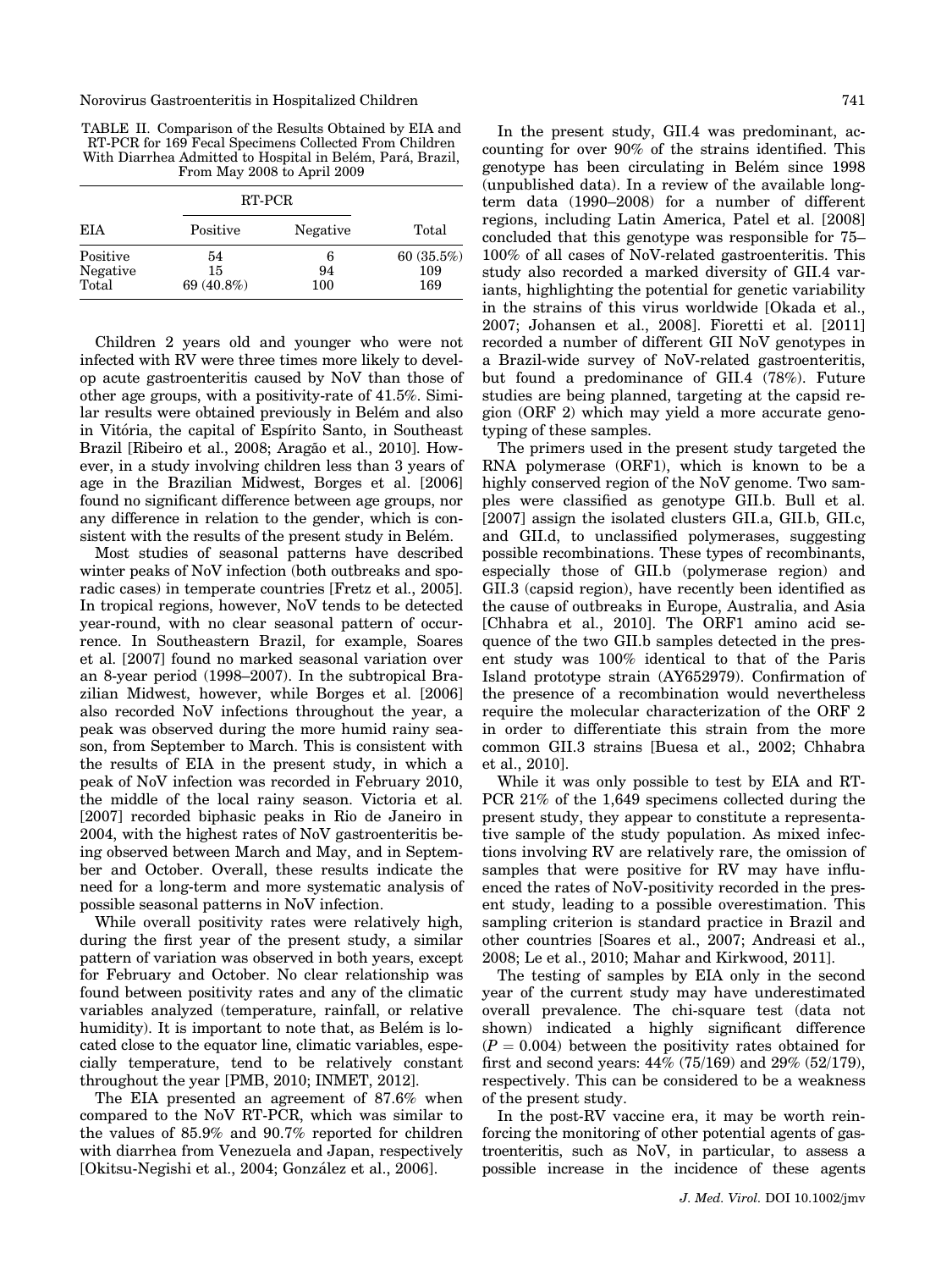TABLE II. Comparison of the Results Obtained by EIA and RT-PCR for 169 Fecal Specimens Collected From Children With Diarrhea Admitted to Hospital in Belém, Pará, Brazil, From May 2008 to April 2009

| EIA | RT-PCR | | Total |
|---|---|---|---|
| | Positive | Negative | |
| Positive | 54 | 6 | 60 (35.5%) |
| Negative | 15 | 94 | 109 |
| Total | 69 (40.8%) | 100 | 169 |

Children 2 years old and younger who were not infected with RV were three times more likely to develop acute gastroenteritis caused by NoV than those of other age groups, with a positivity-rate of 41.5%. Similar results were obtained previously in Belém and also in Vitória, the capital of Espírito Santo, in Southeast Brazil [Ribeiro et al., 2008; Aragão et al., 2010]. However, in a study involving children less than 3 years of age in the Brazilian Midwest, Borges et al. [2006] found no significant difference between age groups, nor any difference in relation to the gender, which is consistent with the results of the present study in Belém.

Most studies of seasonal patterns have described winter peaks of NoV infection (both outbreaks and sporadic cases) in temperate countries [Fretz et al., 2005]. In tropical regions, however, NoV tends to be detected year-round, with no clear seasonal pattern of occurrence. In Southeastern Brazil, for example, Soares et al. [2007] found no marked seasonal variation over an 8-year period (1998–2007). In the subtropical Brazilian Midwest, however, while Borges et al. [2006] also recorded NoV infections throughout the year, a peak was observed during the more humid rainy season, from September to March. This is consistent with the results of EIA in the present study, in which a peak of NoV infection was recorded in February 2010, the middle of the local rainy season. Victoria et al. [2007] recorded biphasic peaks in Rio de Janeiro in 2004, with the highest rates of NoV gastroenteritis being observed between March and May, and in September and October. Overall, these results indicate the need for a long-term and more systematic analysis of possible seasonal patterns in NoV infection.

While overall positivity rates were relatively high, during the first year of the present study, a similar pattern of variation was observed in both years, except for February and October. No clear relationship was found between positivity rates and any of the climatic variables analyzed (temperature, rainfall, or relative humidity). It is important to note that, as Belém is located close to the equator line, climatic variables, especially temperature, tend to be relatively constant throughout the year [PMB, 2010; INMET, 2012].

The EIA presented an agreement of 87.6% when compared to the NoV RT-PCR, which was similar to the values of 85.9% and 90.7% reported for children with diarrhea from Venezuela and Japan, respectively [Okitsu-Negishi et al., 2004; González et al., 2006].

In the present study, GII.4 was predominant, accounting for over 90% of the strains identified. This genotype has been circulating in Belém since 1998 (unpublished data). In a review of the available long-term data (1990–2008) for a number of different regions, including Latin America, Patel et al. [2008] concluded that this genotype was responsible for 75–100% of all cases of NoV-related gastroenteritis. This study also recorded a marked diversity of GII.4 variants, highlighting the potential for genetic variability in the strains of this virus worldwide [Okada et al., 2007; Johansen et al., 2008]. Fioretti et al. [2011] recorded a number of different GII NoV genotypes in a Brazil-wide survey of NoV-related gastroenteritis, but found a predominance of GII.4 (78%). Future studies are being planned, targeting at the capsid region (ORF 2) which may yield a more accurate genotyping of these samples.

The primers used in the present study targeted the RNA polymerase (ORF1), which is known to be a highly conserved region of the NoV genome. Two samples were classified as genotype GII.b. Bull et al. [2007] assign the isolated clusters GII.a, GII.b, GII.c, and GII.d, to unclassified polymerases, suggesting possible recombinations. These types of recombinants, especially those of GII.b (polymerase region) and GII.3 (capsid region), have recently been identified as the cause of outbreaks in Europe, Australia, and Asia [Chhabra et al., 2010]. The ORF1 amino acid sequence of the two GII.b samples detected in the present study was 100% identical to that of the Paris Island prototype strain (AY652979). Confirmation of the presence of a recombination would nevertheless require the molecular characterization of the ORF 2 in order to differentiate this strain from the more common GII.3 strains [Buesa et al., 2002; Chhabra et al., 2010].

While it was only possible to test by EIA and RT-PCR 21% of the 1,649 specimens collected during the present study, they appear to constitute a representative sample of the study population. As mixed infections involving RV are relatively rare, the omission of samples that were positive for RV may have influenced the rates of NoV-positivity recorded in the present study, leading to a possible overestimation. This sampling criterion is standard practice in Brazil and other countries [Soares et al., 2007; Andreasi et al., 2008; Le et al., 2010; Mahar and Kirkwood, 2011].

The testing of samples by EIA only in the second year of the current study may have underestimated overall prevalence. The chi-square test (data not shown) indicated a highly significant difference ($P = 0.004$) between the positivity rates obtained for first and second years: 44% (75/169) and 29% (52/179), respectively. This can be considered to be a weakness of the present study.

In the post-RV vaccine era, it may be worth reinforcing the monitoring of other potential agents of gastroenteritis, such as NoV, in particular, to assess a possible increase in the incidence of these agents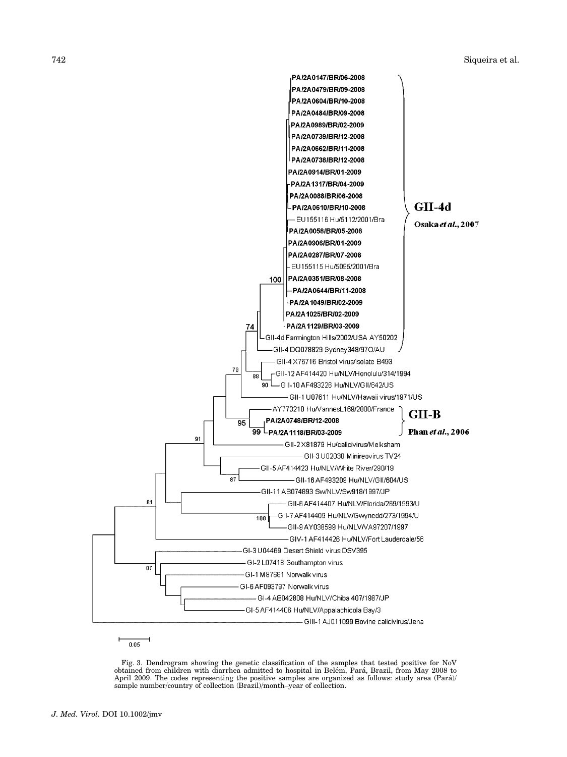Fig. 3. Dendrogram showing the genetic classification of the samples that tested positive for NoV obtained from children with diarrhea admitted to hospital in Belém, Pará, Brazil, from May 2008 to April 2009. The codes representing the positive samples are organized as follows: study area (Pará)/ sample number/country of collection (Brazil)/month–year of collection.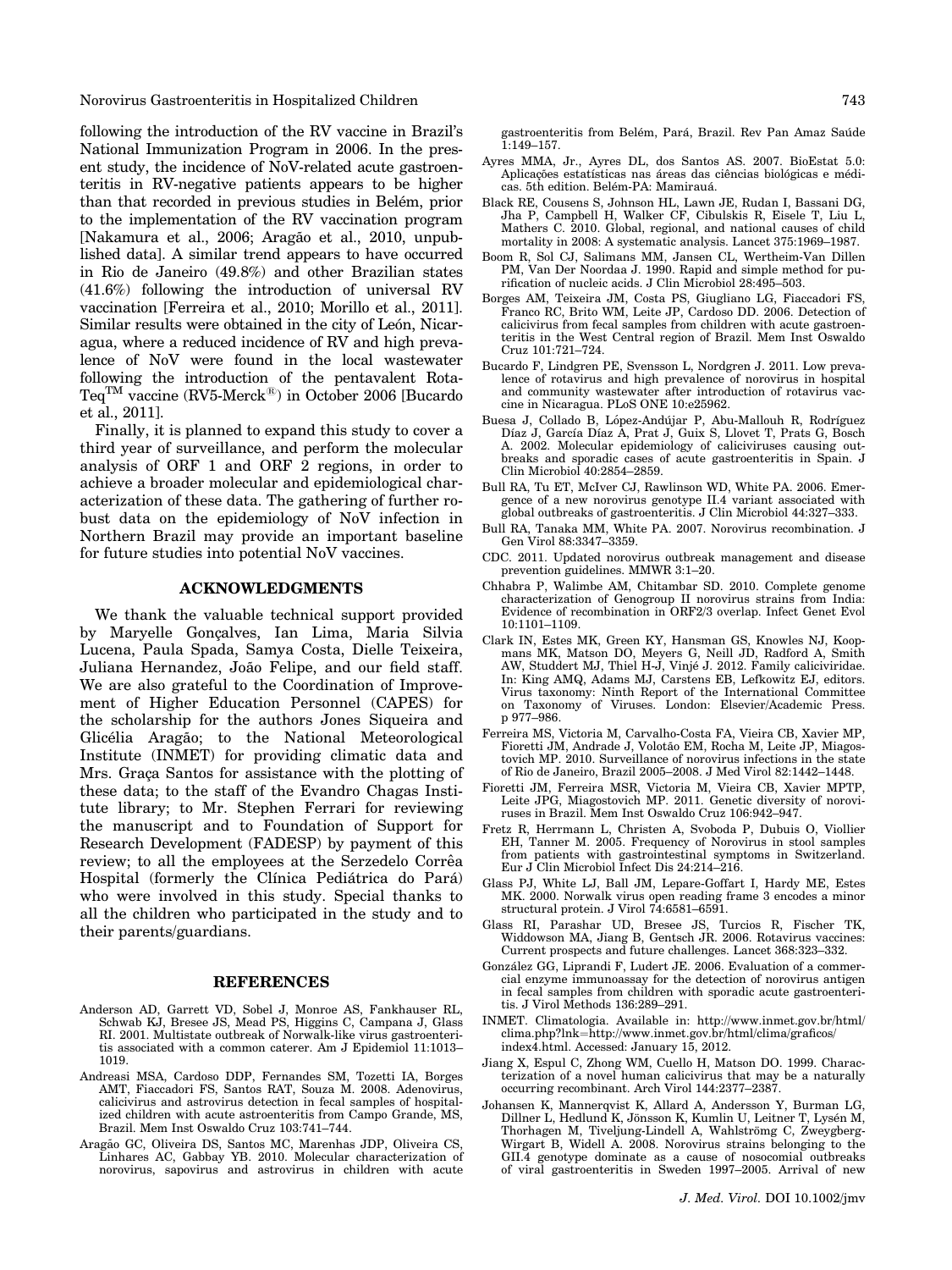following the introduction of the RV vaccine in Brazil's National Immunization Program in 2006. In the present study, the incidence of NoV-related acute gastroenteritis in RV-negative patients appears to be higher than that recorded in previous studies in Belém, prior to the implementation of the RV vaccination program [Nakamura et al., 2006; Aragão et al., 2010, unpublished data]. A similar trend appears to have occurred in Rio de Janeiro (49.8%) and other Brazilian states (41.6%) following the introduction of universal RV vaccination [Ferreira et al., 2010; Morillo et al., 2011]. Similar results were obtained in the city of León, Nicaragua, where a reduced incidence of RV and high prevalence of NoV were found in the local wastewater following the introduction of the pentavalent Rota-Teq™ vaccine (RV5-Merck®) in October 2006 [Bucardo et al., 2011].

Finally, it is planned to expand this study to cover a third year of surveillance, and perform the molecular analysis of ORF 1 and ORF 2 regions, in order to achieve a broader molecular and epidemiological characterization of these data. The gathering of further robust data on the epidemiology of NoV infection in Northern Brazil may provide an important baseline for future studies into potential NoV vaccines.

## ACKNOWLEDGMENTS

We thank the valuable technical support provided by Maryelle Gonçalves, Ian Lima, Maria Silvia Lucena, Paula Spada, Samya Costa, Dielle Teixeira, Juliana Hernandez, João Felipe, and our field staff. We are also grateful to the Coordination of Improvement of Higher Education Personnel (CAPES) for the scholarship for the authors Jones Siqueira and Glicélia Aragão; to the National Meteorological Institute (INMET) for providing climatic data and Mrs. Graça Santos for assistance with the plotting of these data; to the staff of the Evandro Chagas Institute library; to Mr. Stephen Ferrari for reviewing the manuscript and to Foundation of Support for Research Development (FADESP) by payment of this review; to all the employees at the Serzedelo Corrêa Hospital (formerly the Clínica Pediátrica do Pará) who were involved in this study. Special thanks to all the children who participated in the study and to their parents/guardians.

## REFERENCES

Anderson AD, Garrett VD, Sobel J, Monroe AS, Fankhauser RL, Schwab KJ, Bresee JS, Mead PS, Higgins C, Campana J, Glass RI. 2001. Multistate outbreak of Norwalk-like virus gastroenteritis associated with a common caterer. Am J Epidemiol 11:1013–1019.

Andreasi MSA, Cardoso DDP, Fernandes SM, Tozetti IA, Borges AMT, Fiaccadori FS, Santos RAT, Souza M. 2008. Adenovirus, calicivirus and astrovirus detection in fecal samples of hospitalized children with acute astroenteritis from Campo Grande, MS, Brazil. Mem Inst Oswaldo Cruz 103:741–744.

Aragão GC, Oliveira DS, Santos MC, Marenhas JDP, Oliveira CS, Linhares AC, Gabbay YB. 2010. Molecular characterization of norovirus, sapovirus and astrovirus in children with acute gastroenteritis from Belém, Pará, Brazil. Rev Pan Amaz Saúde 1:149–157.

Ayres MMA, Jr., Ayres DL, dos Santos AS. 2007. BioEstat 5.0: Aplicações estatísticas nas áreas das ciências biológicas e médicas. 5th edition. Belém-PA: Mamirauá.

Black RE, Cousens S, Johnson HL, Lawn JE, Rudan I, Bassani DG, Jha P, Campbell H, Walker CF, Cibulskis R, Eisele T, Liu L, Mathers C. 2010. Global, regional, and national causes of child mortality in 2008: A systematic analysis. Lancet 375:1969–1987.

Boom R, Sol CJ, Salimans MM, Jansen CL, Wertheim-Van Dillen PM, Van Der Noordaa J. 1990. Rapid and simple method for purification of nucleic acids. J Clin Microbiol 28:495–503.

Borges AM, Teixeira JM, Costa PS, Giugliano LG, Fiaccadori FS, Franco RC, Brito WM, Leite JP, Cardoso DD. 2006. Detection of calicivirus from fecal samples from children with acute gastroenteritis in the West Central region of Brazil. Mem Inst Oswaldo Cruz 101:721–724.

Bucardo F, Lindgren PE, Svensson L, Nordgren J. 2011. Low prevalence of rotavirus and high prevalence of norovirus in hospital and community wastewater after introduction of rotavirus vaccine in Nicaragua. PLoS ONE 10:e25962.

Buesa J, Collado B, López-Andújar P, Abu-Mallouh R, Rodríguez Díaz J, García Díaz A, Prat J, Guix S, Llovet T, Prats G, Bosch A. 2002. Molecular epidemiology of caliciviruses causing outbreaks and sporadic cases of acute gastroenteritis in Spain. J Clin Microbiol 40:2854–2859.

Bull RA, Tu ET, McIver CJ, Rawlinson WD, White PA. 2006. Emergence of a new norovirus genotype II.4 variant associated with global outbreaks of gastroenteritis. J Clin Microbiol 44:327–333.

Bull RA, Tanaka MM, White PA. 2007. Norovirus recombination. J Gen Virol 88:3347–3359.

CDC. 2011. Updated norovirus outbreak management and disease prevention guidelines. MMWR 3:1–20.

Chhabra P, Walimbe AM, Chitambar SD. 2010. Complete genome characterization of Genogroup II norovirus strains from India: Evidence of recombination in ORF2/3 overlap. Infect Genet Evol 10:1101–1109.

Clark IN, Estes MK, Green KY, Hansman GS, Knowles NJ, Koopmans MK, Matson DO, Meyers G, Neill JD, Radford A, Smith AW, Studdert MJ, Thiel H-J, Vinjé J. 2012. Family caliciviridae. In: King AMQ, Adams MJ, Carstens EB, Lefkowitz EJ, editors. Virus taxonomy: Ninth Report of the International Committee on Taxonomy of Viruses. London: Elsevier/Academic Press. p 977–986.

Ferreira MS, Victoria M, Carvalho-Costa FA, Vieira CB, Xavier MP, Fioretti JM, Andrade J, Volotão EM, Rocha M, Leite JP, Miagostovich MP. 2010. Surveillance of norovirus infections in the state of Rio de Janeiro, Brazil 2005–2008. J Med Virol 82:1442–1448.

Fioretti JM, Ferreira MSR, Victoria M, Vieira CB, Xavier MPTP, Leite JPG, Miagostovich MP. 2011. Genetic diversity of noroviruses in Brazil. Mem Inst Oswaldo Cruz 106:942–947.

Fretz R, Herrmann L, Christen A, Svoboda P, Dubuis O, Viollier EH, Tanner M. 2005. Frequency of Norovirus in stool samples from patients with gastrointestinal symptoms in Switzerland. Eur J Clin Microbiol Infect Dis 24:214–216.

Glass PJ, White LJ, Ball JM, Lepare-Goffart I, Hardy ME, Estes MK. 2000. Norwalk virus open reading frame 3 encodes a minor structural protein. J Virol 74:6581–6591.

Glass RI, Parashar UD, Bresee JS, Turcios R, Fischer TK, Widdowson MA, Jiang B, Gentsch JR. 2006. Rotavirus vaccines: Current prospects and future challenges. Lancet 368:323–332.

González GG, Liprandi F, Ludert JE. 2006. Evaluation of a commercial enzyme immunoassay for the detection of norovirus antigen in fecal samples from children with sporadic acute gastroenteritis. J Virol Methods 136:289–291.

INMET. Climatologia. Available in: http://www.inmet.gov.br/html/clima.php?lnk=http://www.inmet.gov.br/html/clima/graficos/index4.html. Accessed: January 15, 2012.

Jiang X, Espul C, Zhong WM, Cuello H, Matson DO. 1999. Characterization of a novel human calicivirus that may be a naturally occurring recombinant. Arch Virol 144:2377–2387.

Johansen K, Mannerqvist K, Allard A, Andersson Y, Burman LG, Dillner L, Hedlund K, Jönsson K, Kumlin U, Leitner T, Lysén M, Thorhagen M, Tiveljung-Lindell A, Wahlström C, Zweygberg-Wirgart B, Widell A. 2008. Norovirus strains belonging to the GII.4 genotype dominate as a cause of nosocomial outbreaks of viral gastroenteritis in Sweden 1997–2005. Arrival of new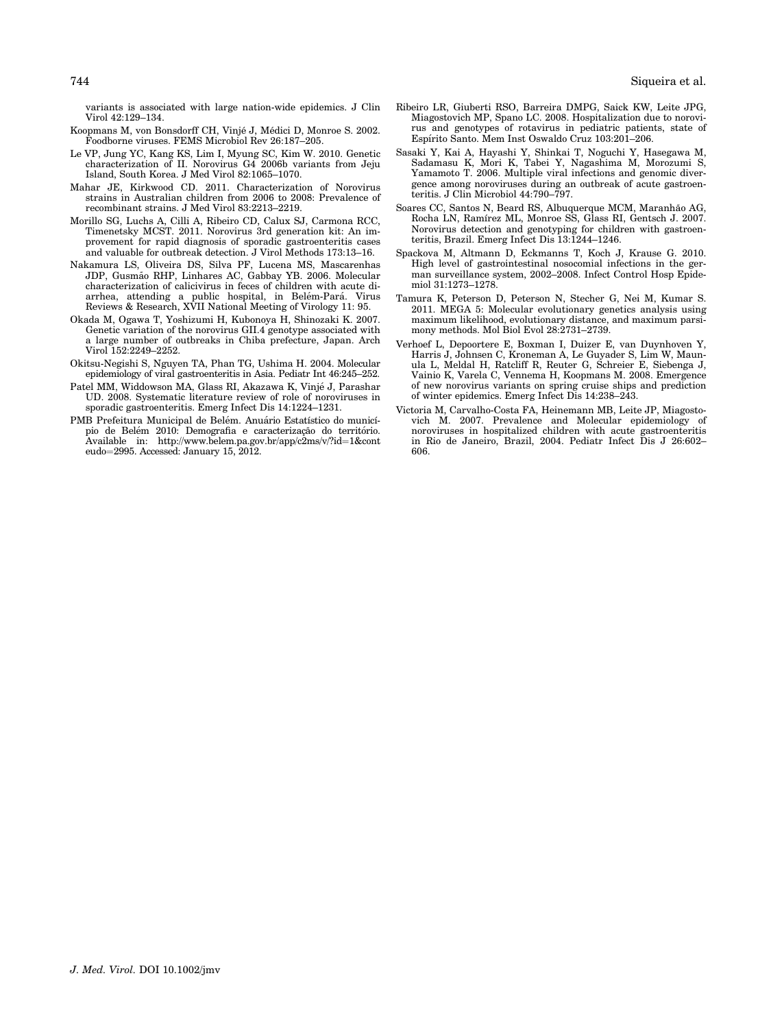variants is associated with large nation-wide epidemics. J Clin Virol 42:129–134.

Koopmans M, von Bonsdorff CH, Vinjé J, Médici D, Monroe S. 2002. Foodborne viruses. FEMS Microbiol Rev 26:187–205.

Le VP, Jung YC, Kang KS, Lim I, Myung SC, Kim W. 2010. Genetic characterization of II. Norovirus G4 2006b variants from Jeju Island, South Korea. J Med Virol 82:1065–1070.

Mahar JE, Kirkwood CD. 2011. Characterization of Norovirus strains in Australian children from 2006 to 2008: Prevalence of recombinant strains. J Med Virol 83:2213–2219.

Morillo SG, Luchs A, Cilli A, Ribeiro CD, Calux SJ, Carmona RCC, Timenetsky MCST. 2011. Norovirus 3rd generation kit: An improvement for rapid diagnosis of sporadic gastroenteritis cases and valuable for outbreak detection. J Virol Methods 173:13–16.

Nakamura LS, Oliveira DS, Silva PF, Lucena MS, Mascarenhas JDP, Gusmâo RHP, Linhares AC, Gabbay YB. 2006. Molecular characterization of calicivirus in feces of children with acute diarrhea, attending a public hospital, in Belém-Pará. Virus Reviews & Research, XVII National Meeting of Virology 11: 95.

Okada M, Ogawa T, Yoshizumi H, Kubonoya H, Shinozaki K. 2007. Genetic variation of the norovirus GII.4 genotype associated with a large number of outbreaks in Chiba prefecture, Japan. Arch Virol 152:2249–2252.

Okitsu-Negishi S, Nguyen TA, Phan TG, Ushima H. 2004. Molecular epidemiology of viral gastroenteritis in Asia. Pediatr Int 46:245–252.

Patel MM, Widdowson MA, Glass RI, Akazawa K, Vinjé J, Parashar UD. 2008. Systematic literature review of role of noroviruses in sporadic gastroenteritis. Emerg Infect Dis 14:1224–1231.

PMB Prefeitura Municipal de Belém. Anuário Estatístico do município de Belém 2010: Demografia e caracterização do território. Available in: http://www.belem.pa.gov.br/app/c2ms/v/?id=1&conteudo=2995. Accessed: January 15, 2012.

Ribeiro LR, Giuberti RSO, Barreira DMPG, Saick KW, Leite JPG, Miagostovich MP, Spano LC. 2008. Hospitalization due to norovirus and genotypes of rotavirus in pediatric patients, state of Espírito Santo. Mem Inst Oswaldo Cruz 103:201–206.

Sasaki Y, Kai A, Hayashi Y, Shinkai T, Noguchi Y, Hasegawa M, Sadamasu K, Mori K, Tabei Y, Nagashima M, Morozumi S, Yamamoto T. 2006. Multiple viral infections and genomic divergence among noroviruses during an outbreak of acute gastroenteritis. J Clin Microbiol 44:790–797.

Soares CC, Santos N, Beard RS, Albuquerque MCM, Maranhão AG, Rocha LN, Ramírez ML, Monroe SS, Glass RI, Gentsch J. 2007. Norovirus detection and genotyping for children with gastroenteritis, Brazil. Emerg Infect Dis 13:1244–1246.

Spackova M, Altmann D, Eckmanns T, Koch J, Krause G. 2010. High level of gastrointestinal nosocomial infections in the german surveillance system, 2002–2008. Infect Control Hosp Epidemiol 31:1273–1278.

Tamura K, Peterson D, Peterson N, Stecher G, Nei M, Kumar S. 2011. MEGA 5: Molecular evolutionary genetics analysis using maximum likelihood, evolutionary distance, and maximum parsimony methods. Mol Biol Evol 28:2731–2739.

Verhoef L, Depoortere E, Boxman I, Duizer E, van Duynhoven Y, Harris J, Johnsen C, Kroneman A, Le Guyader S, Lim W, Maunula L, Meldal H, Ratcliff R, Reuter G, Schreier E, Siebenga J, Vainio K, Varela C, Vennema H, Koopmans M. 2008. Emergence of new norovirus variants on spring cruise ships and prediction of winter epidemics. Emerg Infect Dis 14:238–243.

Victoria M, Carvalho-Costa FA, Heinemann MB, Leite JP, Miagostovich M. 2007. Prevalence and Molecular epidemiology of noroviruses in hospitalized children with acute gastroenteritis in Rio de Janeiro, Brazil, 2004. Pediatr Infect Dis J 26:602–606.